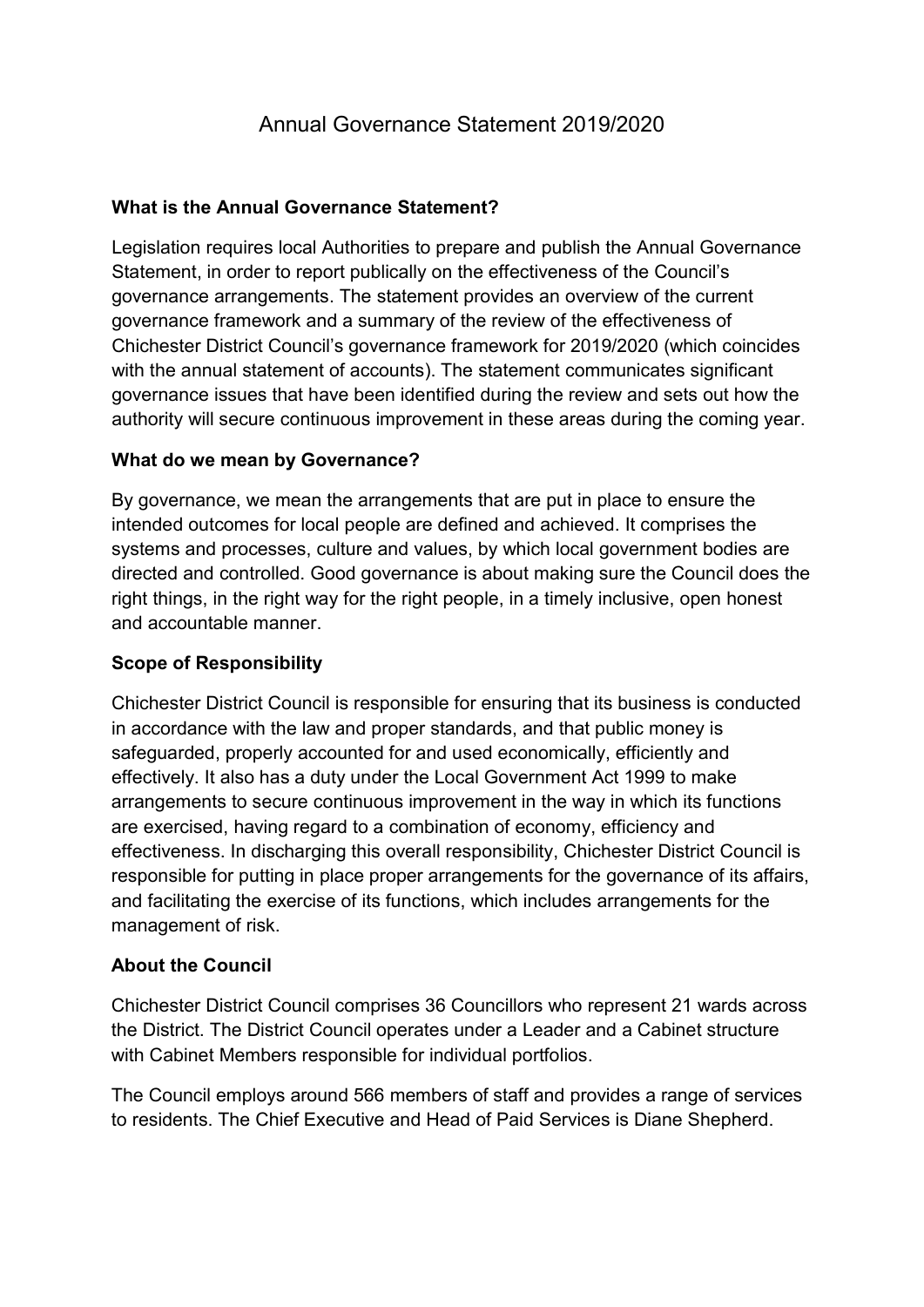# Annual Governance Statement 2019/2020

## What is the Annual Governance Statement?

Legislation requires local Authorities to prepare and publish the Annual Governance Statement, in order to report publically on the effectiveness of the Council's governance arrangements. The statement provides an overview of the current governance framework and a summary of the review of the effectiveness of Chichester District Council's governance framework for 2019/2020 (which coincides with the annual statement of accounts). The statement communicates significant governance issues that have been identified during the review and sets out how the authority will secure continuous improvement in these areas during the coming year.

## What do we mean by Governance?

By governance, we mean the arrangements that are put in place to ensure the intended outcomes for local people are defined and achieved. It comprises the systems and processes, culture and values, by which local government bodies are directed and controlled. Good governance is about making sure the Council does the right things, in the right way for the right people, in a timely inclusive, open honest and accountable manner.

## Scope of Responsibility

Chichester District Council is responsible for ensuring that its business is conducted in accordance with the law and proper standards, and that public money is safeguarded, properly accounted for and used economically, efficiently and effectively. It also has a duty under the Local Government Act 1999 to make arrangements to secure continuous improvement in the way in which its functions are exercised, having regard to a combination of economy, efficiency and effectiveness. In discharging this overall responsibility, Chichester District Council is responsible for putting in place proper arrangements for the governance of its affairs, and facilitating the exercise of its functions, which includes arrangements for the management of risk.

## About the Council

Chichester District Council comprises 36 Councillors who represent 21 wards across the District. The District Council operates under a Leader and a Cabinet structure with Cabinet Members responsible for individual portfolios.

The Council employs around 566 members of staff and provides a range of services to residents. The Chief Executive and Head of Paid Services is Diane Shepherd.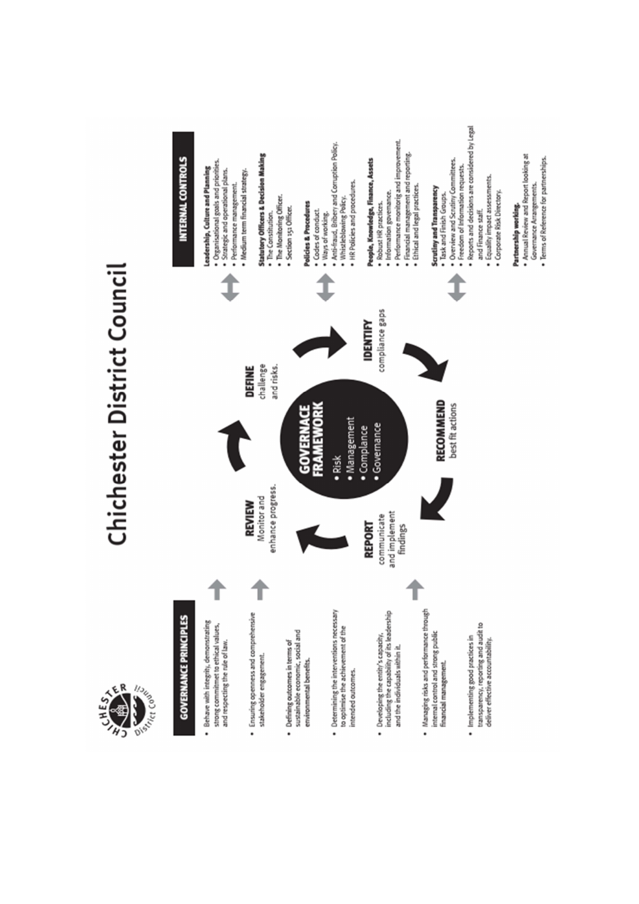# Chichester District Council

## GOVERNANCE PRINCIPLES

- Behave with integrity, demonstrating strong commitmet to ethical values, and respecting the rule of law.
- Ensuring openness and comprehensive stakeholder engagement.
- Defining outcomes in terms of sustainable economic, social and environmental benefits.
- Determining the interventions necessary to optimise the achievement of the intended outcomes.
- Developing the entity's capacity, including the capability of its leadership and the individuals within it.
- Managing risks and performance through internal control and strong public financial management.
- Implementing good practices in transparency, reporting and audit to deliver effective accountability.

## GOVERNACE FRAMEWORK

- Risk
- Management
- Compliance
- Governance

**DEFINE** challenge and risks.

**IDENTIFY** compliance gaps

**RECOMMEND** best fit actions

**REPORT** communicate and implement findings

**REVIEW** Monitor and enhance progress.

## INTERNAL CONTROLS

**Leadership, Culture and Planning**
- Organisational goals and priorities.
- Strategic and operational plans.
- Performance management.
- Medium term financial strategy.

**Statutory Officers & Decision Making**
- The Constitution.
- The Monitoring Officer.
- Section 151 Officer.

**Policies & Procedures**
- Codes of conduct.
- Ways of working.
- Anti-fraud, Bribery and Corruption Policy.
- Whistleblowing Policy.
- HR Policies and procedures.

**People, Knowledge, Finance, Assets**
- Robust HR practices.
- Information governance.
- Performance monitorig and improvement.
- Financial management and reporting.
- Ethical and legal practices.

**Scrutiny and Transparency**
- Task and Finish Groups.
- Overview and Scrutiny Committees.
- Freedom of information requests.
- Reports and decisions are considered by Legal and Finance staff.
- Equality impact assessments.
- Corporate Risk Directory.

**Partnership working.**
- Annual Review and Report looking at Governance Arrangements.
- Terms of Reference for partnerships.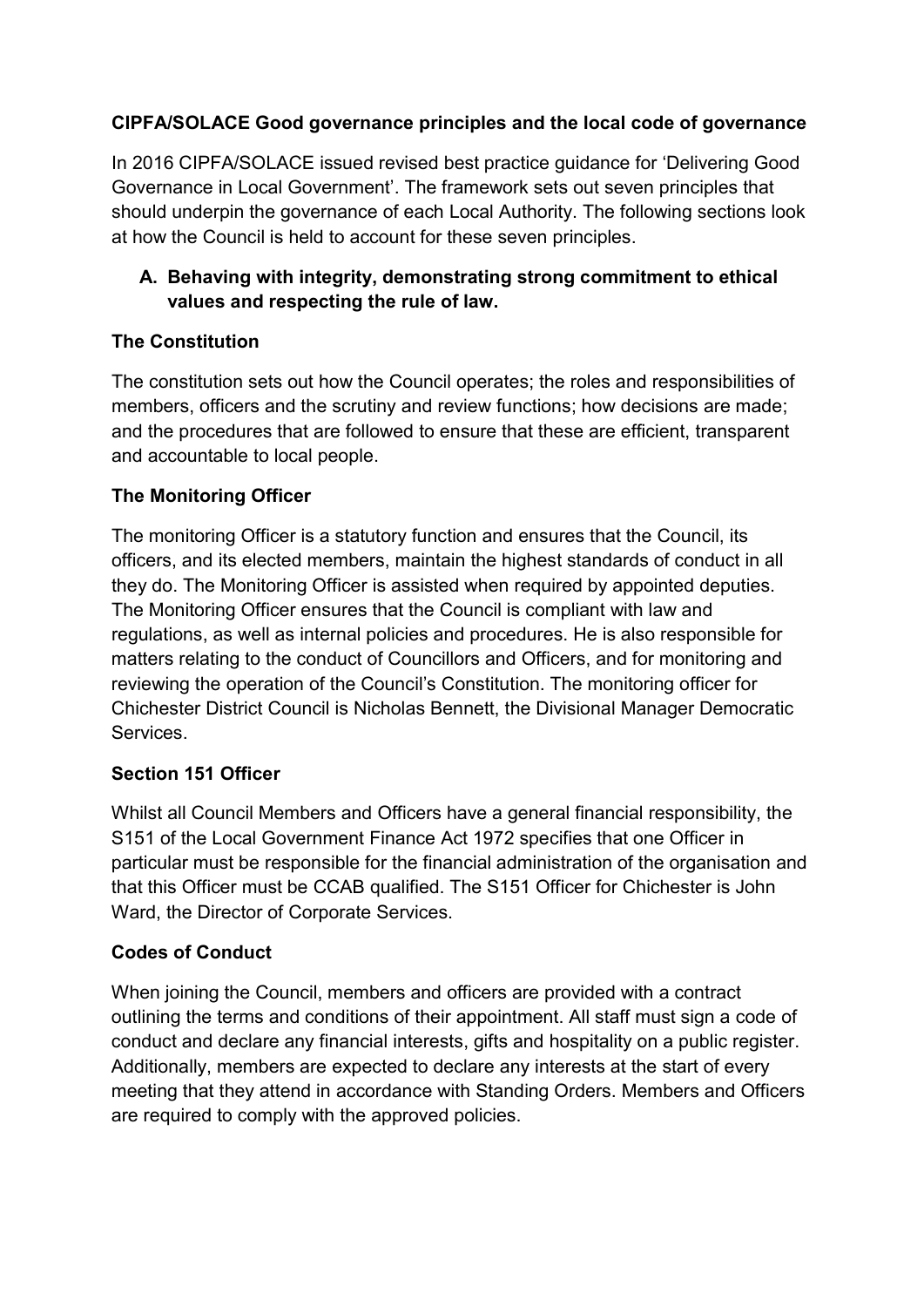## CIPFA/SOLACE Good governance principles and the local code of governance

In 2016 CIPFA/SOLACE issued revised best practice guidance for 'Delivering Good Governance in Local Government'. The framework sets out seven principles that should underpin the governance of each Local Authority. The following sections look at how the Council is held to account for these seven principles.

### A. Behaving with integrity, demonstrating strong commitment to ethical values and respecting the rule of law.

#### The Constitution

The constitution sets out how the Council operates; the roles and responsibilities of members, officers and the scrutiny and review functions; how decisions are made; and the procedures that are followed to ensure that these are efficient, transparent and accountable to local people.

#### The Monitoring Officer

The monitoring Officer is a statutory function and ensures that the Council, its officers, and its elected members, maintain the highest standards of conduct in all they do. The Monitoring Officer is assisted when required by appointed deputies. The Monitoring Officer ensures that the Council is compliant with law and regulations, as well as internal policies and procedures. He is also responsible for matters relating to the conduct of Councillors and Officers, and for monitoring and reviewing the operation of the Council's Constitution. The monitoring officer for Chichester District Council is Nicholas Bennett, the Divisional Manager Democratic Services.

#### Section 151 Officer

Whilst all Council Members and Officers have a general financial responsibility, the S151 of the Local Government Finance Act 1972 specifies that one Officer in particular must be responsible for the financial administration of the organisation and that this Officer must be CCAB qualified. The S151 Officer for Chichester is John Ward, the Director of Corporate Services.

#### Codes of Conduct

When joining the Council, members and officers are provided with a contract outlining the terms and conditions of their appointment. All staff must sign a code of conduct and declare any financial interests, gifts and hospitality on a public register. Additionally, members are expected to declare any interests at the start of every meeting that they attend in accordance with Standing Orders. Members and Officers are required to comply with the approved policies.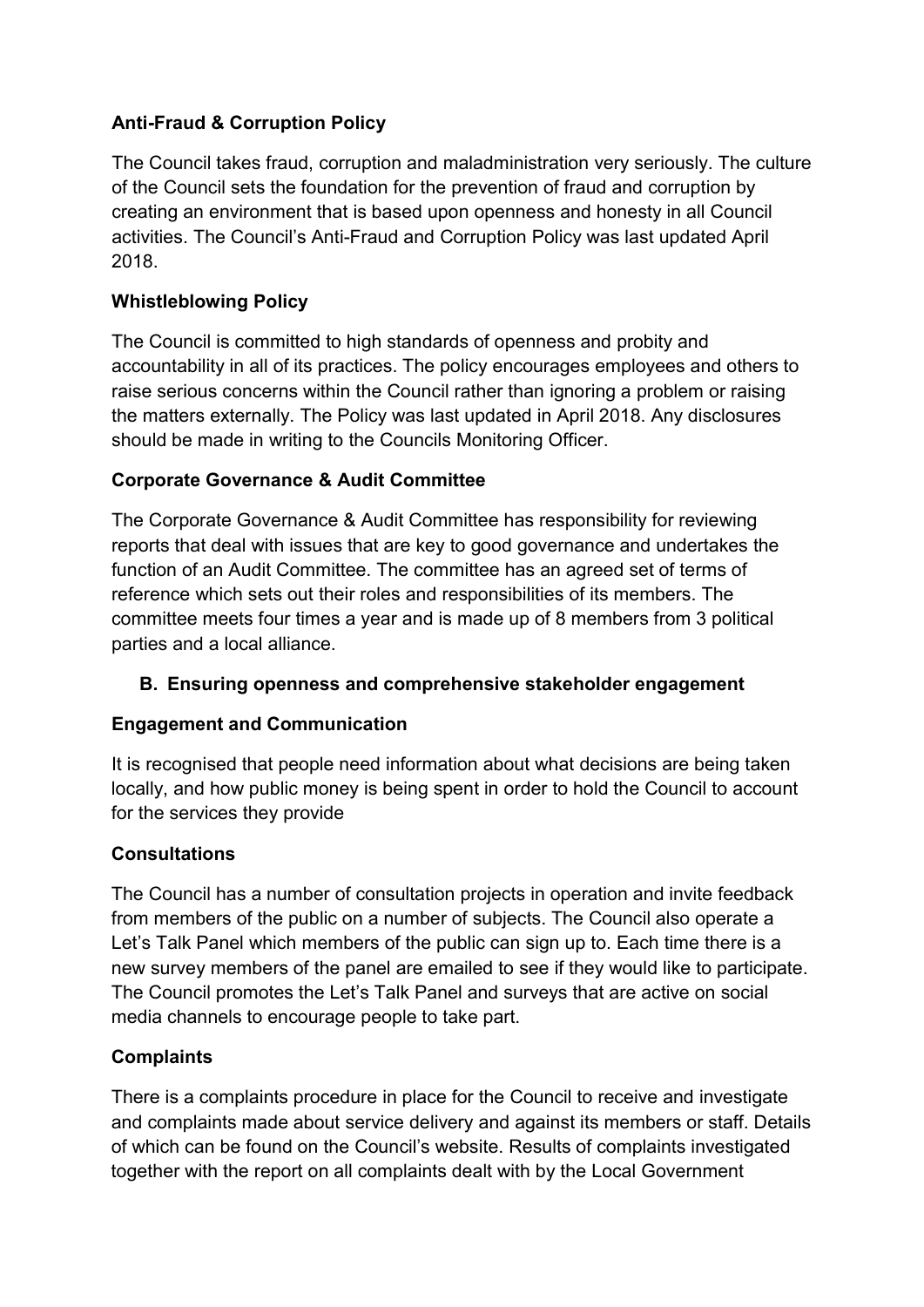**Anti-Fraud & Corruption Policy**

The Council takes fraud, corruption and maladministration very seriously. The culture of the Council sets the foundation for the prevention of fraud and corruption by creating an environment that is based upon openness and honesty in all Council activities. The Council's Anti-Fraud and Corruption Policy was last updated April 2018.

**Whistleblowing Policy**

The Council is committed to high standards of openness and probity and accountability in all of its practices. The policy encourages employees and others to raise serious concerns within the Council rather than ignoring a problem or raising the matters externally. The Policy was last updated in April 2018. Any disclosures should be made in writing to the Councils Monitoring Officer.

**Corporate Governance & Audit Committee**

The Corporate Governance & Audit Committee has responsibility for reviewing reports that deal with issues that are key to good governance and undertakes the function of an Audit Committee. The committee has an agreed set of terms of reference which sets out their roles and responsibilities of its members. The committee meets four times a year and is made up of 8 members from 3 political parties and a local alliance.

### B. Ensuring openness and comprehensive stakeholder engagement

**Engagement and Communication**

It is recognised that people need information about what decisions are being taken locally, and how public money is being spent in order to hold the Council to account for the services they provide

**Consultations**

The Council has a number of consultation projects in operation and invite feedback from members of the public on a number of subjects. The Council also operate a Let's Talk Panel which members of the public can sign up to. Each time there is a new survey members of the panel are emailed to see if they would like to participate. The Council promotes the Let's Talk Panel and surveys that are active on social media channels to encourage people to take part.

**Complaints**

There is a complaints procedure in place for the Council to receive and investigate and complaints made about service delivery and against its members or staff. Details of which can be found on the Council's website. Results of complaints investigated together with the report on all complaints dealt with by the Local Government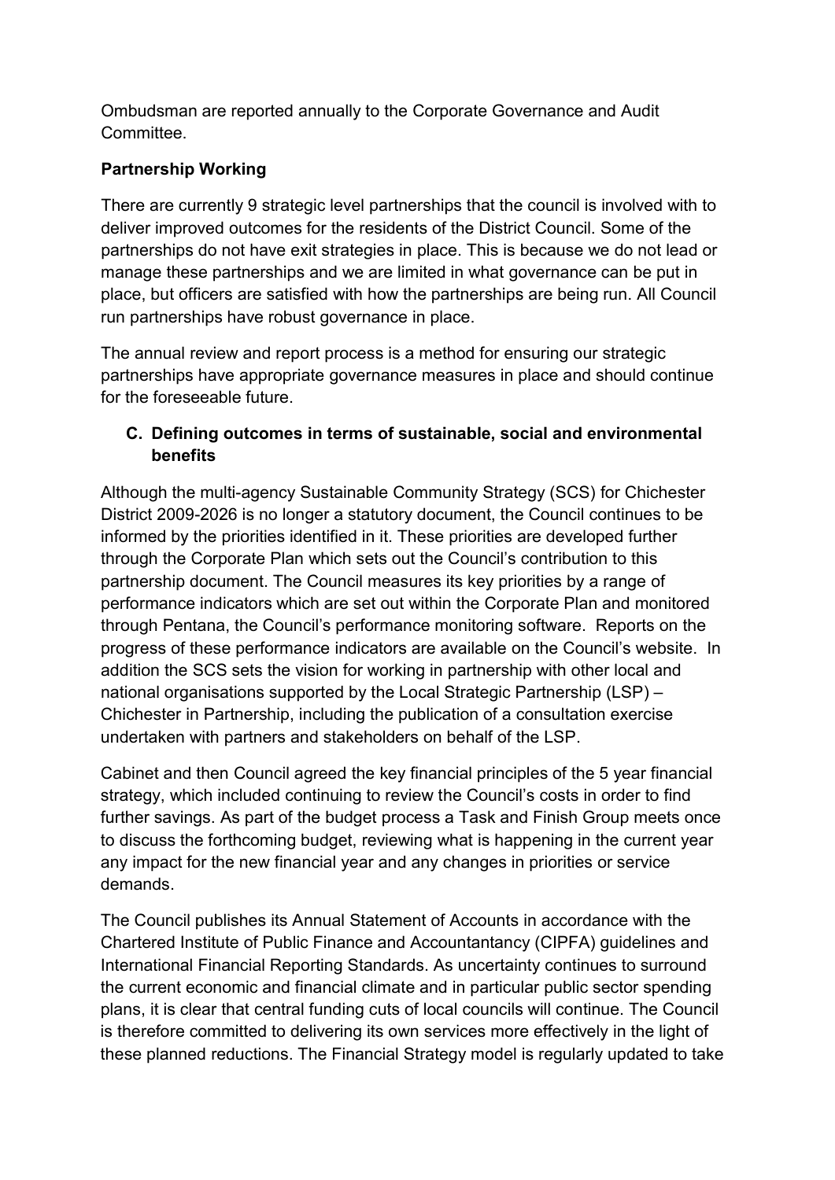Ombudsman are reported annually to the Corporate Governance and Audit Committee.

**Partnership Working**

There are currently 9 strategic level partnerships that the council is involved with to deliver improved outcomes for the residents of the District Council. Some of the partnerships do not have exit strategies in place. This is because we do not lead or manage these partnerships and we are limited in what governance can be put in place, but officers are satisfied with how the partnerships are being run. All Council run partnerships have robust governance in place.

The annual review and report process is a method for ensuring our strategic partnerships have appropriate governance measures in place and should continue for the foreseeable future.

## C. Defining outcomes in terms of sustainable, social and environmental benefits

Although the multi-agency Sustainable Community Strategy (SCS) for Chichester District 2009-2026 is no longer a statutory document, the Council continues to be informed by the priorities identified in it. These priorities are developed further through the Corporate Plan which sets out the Council's contribution to this partnership document. The Council measures its key priorities by a range of performance indicators which are set out within the Corporate Plan and monitored through Pentana, the Council's performance monitoring software. Reports on the progress of these performance indicators are available on the Council's website. In addition the SCS sets the vision for working in partnership with other local and national organisations supported by the Local Strategic Partnership (LSP) – Chichester in Partnership, including the publication of a consultation exercise undertaken with partners and stakeholders on behalf of the LSP.

Cabinet and then Council agreed the key financial principles of the 5 year financial strategy, which included continuing to review the Council's costs in order to find further savings. As part of the budget process a Task and Finish Group meets once to discuss the forthcoming budget, reviewing what is happening in the current year any impact for the new financial year and any changes in priorities or service demands.

The Council publishes its Annual Statement of Accounts in accordance with the Chartered Institute of Public Finance and Accountantancy (CIPFA) guidelines and International Financial Reporting Standards. As uncertainty continues to surround the current economic and financial climate and in particular public sector spending plans, it is clear that central funding cuts of local councils will continue. The Council is therefore committed to delivering its own services more effectively in the light of these planned reductions. The Financial Strategy model is regularly updated to take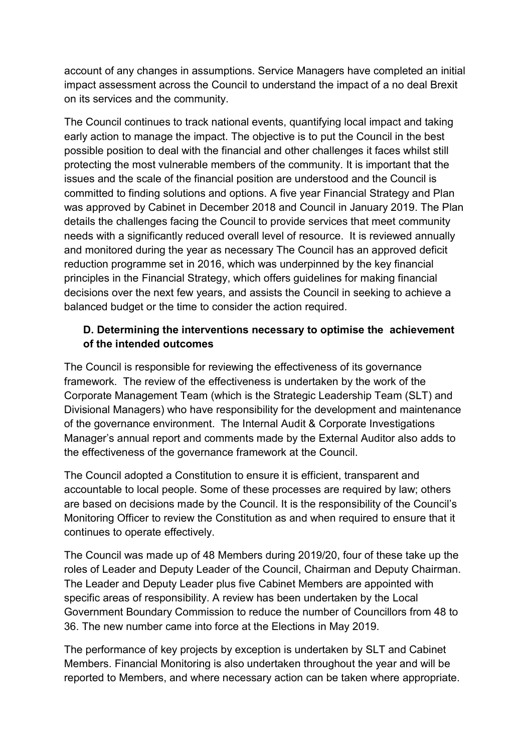account of any changes in assumptions. Service Managers have completed an initial impact assessment across the Council to understand the impact of a no deal Brexit on its services and the community.

The Council continues to track national events, quantifying local impact and taking early action to manage the impact. The objective is to put the Council in the best possible position to deal with the financial and other challenges it faces whilst still protecting the most vulnerable members of the community. It is important that the issues and the scale of the financial position are understood and the Council is committed to finding solutions and options. A five year Financial Strategy and Plan was approved by Cabinet in December 2018 and Council in January 2019. The Plan details the challenges facing the Council to provide services that meet community needs with a significantly reduced overall level of resource. It is reviewed annually and monitored during the year as necessary The Council has an approved deficit reduction programme set in 2016, which was underpinned by the key financial principles in the Financial Strategy, which offers guidelines for making financial decisions over the next few years, and assists the Council in seeking to achieve a balanced budget or the time to consider the action required.

### D. Determining the interventions necessary to optimise the achievement of the intended outcomes

The Council is responsible for reviewing the effectiveness of its governance framework. The review of the effectiveness is undertaken by the work of the Corporate Management Team (which is the Strategic Leadership Team (SLT) and Divisional Managers) who have responsibility for the development and maintenance of the governance environment. The Internal Audit & Corporate Investigations Manager's annual report and comments made by the External Auditor also adds to the effectiveness of the governance framework at the Council.

The Council adopted a Constitution to ensure it is efficient, transparent and accountable to local people. Some of these processes are required by law; others are based on decisions made by the Council. It is the responsibility of the Council's Monitoring Officer to review the Constitution as and when required to ensure that it continues to operate effectively.

The Council was made up of 48 Members during 2019/20, four of these take up the roles of Leader and Deputy Leader of the Council, Chairman and Deputy Chairman. The Leader and Deputy Leader plus five Cabinet Members are appointed with specific areas of responsibility. A review has been undertaken by the Local Government Boundary Commission to reduce the number of Councillors from 48 to 36. The new number came into force at the Elections in May 2019.

The performance of key projects by exception is undertaken by SLT and Cabinet Members. Financial Monitoring is also undertaken throughout the year and will be reported to Members, and where necessary action can be taken where appropriate.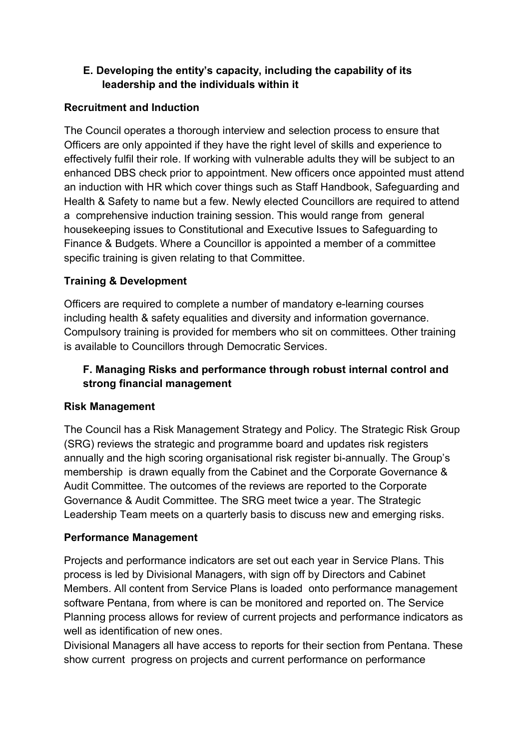## E. Developing the entity's capacity, including the capability of its leadership and the individuals within it

### Recruitment and Induction

The Council operates a thorough interview and selection process to ensure that Officers are only appointed if they have the right level of skills and experience to effectively fulfil their role. If working with vulnerable adults they will be subject to an enhanced DBS check prior to appointment. New officers once appointed must attend an induction with HR which cover things such as Staff Handbook, Safeguarding and Health & Safety to name but a few. Newly elected Councillors are required to attend a comprehensive induction training session. This would range from general housekeeping issues to Constitutional and Executive Issues to Safeguarding to Finance & Budgets. Where a Councillor is appointed a member of a committee specific training is given relating to that Committee.

### Training & Development

Officers are required to complete a number of mandatory e-learning courses including health & safety equalities and diversity and information governance. Compulsory training is provided for members who sit on committees. Other training is available to Councillors through Democratic Services.

## F. Managing Risks and performance through robust internal control and strong financial management

### Risk Management

The Council has a Risk Management Strategy and Policy. The Strategic Risk Group (SRG) reviews the strategic and programme board and updates risk registers annually and the high scoring organisational risk register bi-annually. The Group's membership is drawn equally from the Cabinet and the Corporate Governance & Audit Committee. The outcomes of the reviews are reported to the Corporate Governance & Audit Committee. The SRG meet twice a year. The Strategic Leadership Team meets on a quarterly basis to discuss new and emerging risks.

### Performance Management

Projects and performance indicators are set out each year in Service Plans. This process is led by Divisional Managers, with sign off by Directors and Cabinet Members. All content from Service Plans is loaded onto performance management software Pentana, from where is can be monitored and reported on. The Service Planning process allows for review of current projects and performance indicators as well as identification of new ones.
Divisional Managers all have access to reports for their section from Pentana. These show current progress on projects and current performance on performance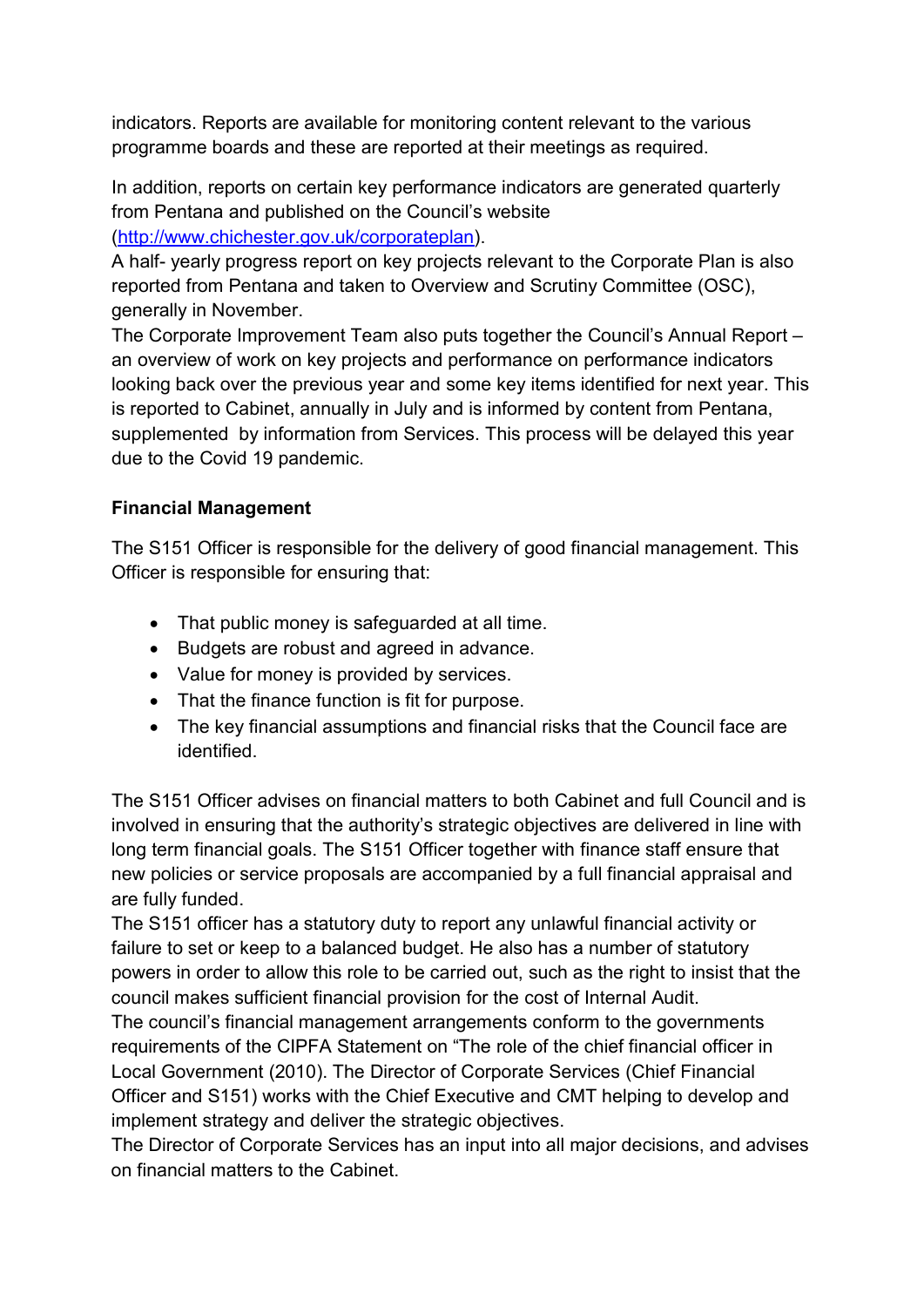indicators. Reports are available for monitoring content relevant to the various programme boards and these are reported at their meetings as required.

In addition, reports on certain key performance indicators are generated quarterly from Pentana and published on the Council's website (http://www.chichester.gov.uk/corporateplan).
A half- yearly progress report on key projects relevant to the Corporate Plan is also reported from Pentana and taken to Overview and Scrutiny Committee (OSC), generally in November.
The Corporate Improvement Team also puts together the Council's Annual Report – an overview of work on key projects and performance on performance indicators looking back over the previous year and some key items identified for next year. This is reported to Cabinet, annually in July and is informed by content from Pentana, supplemented by information from Services. This process will be delayed this year due to the Covid 19 pandemic.

**Financial Management**

The S151 Officer is responsible for the delivery of good financial management. This Officer is responsible for ensuring that:

- That public money is safeguarded at all time.
- Budgets are robust and agreed in advance.
- Value for money is provided by services.
- That the finance function is fit for purpose.
- The key financial assumptions and financial risks that the Council face are identified.

The S151 Officer advises on financial matters to both Cabinet and full Council and is involved in ensuring that the authority's strategic objectives are delivered in line with long term financial goals. The S151 Officer together with finance staff ensure that new policies or service proposals are accompanied by a full financial appraisal and are fully funded.
The S151 officer has a statutory duty to report any unlawful financial activity or failure to set or keep to a balanced budget. He also has a number of statutory powers in order to allow this role to be carried out, such as the right to insist that the council makes sufficient financial provision for the cost of Internal Audit.
The council's financial management arrangements conform to the governments requirements of the CIPFA Statement on "The role of the chief financial officer in Local Government (2010). The Director of Corporate Services (Chief Financial Officer and S151) works with the Chief Executive and CMT helping to develop and implement strategy and deliver the strategic objectives.
The Director of Corporate Services has an input into all major decisions, and advises on financial matters to the Cabinet.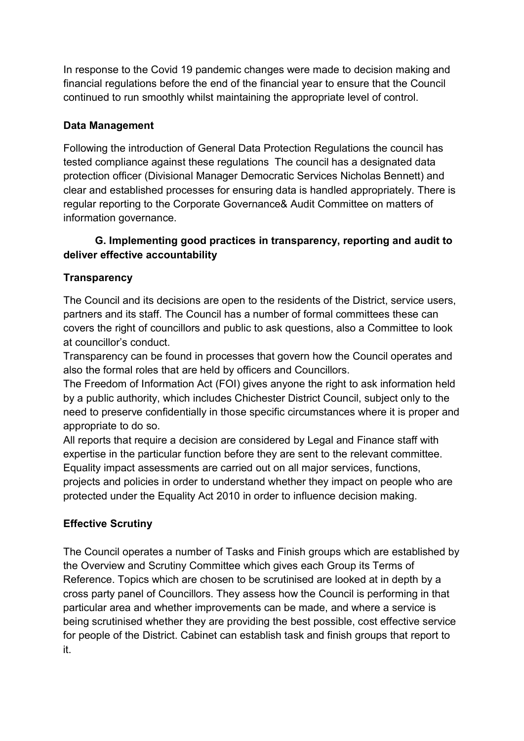In response to the Covid 19 pandemic changes were made to decision making and financial regulations before the end of the financial year to ensure that the Council continued to run smoothly whilst maintaining the appropriate level of control.

**Data Management**

Following the introduction of General Data Protection Regulations the council has tested compliance against these regulations The council has a designated data protection officer (Divisional Manager Democratic Services Nicholas Bennett) and clear and established processes for ensuring data is handled appropriately. There is regular reporting to the Corporate Governance& Audit Committee on matters of information governance.

**G. Implementing good practices in transparency, reporting and audit to deliver effective accountability**

**Transparency**

The Council and its decisions are open to the residents of the District, service users, partners and its staff. The Council has a number of formal committees these can covers the right of councillors and public to ask questions, also a Committee to look at councillor's conduct.

Transparency can be found in processes that govern how the Council operates and also the formal roles that are held by officers and Councillors.

The Freedom of Information Act (FOI) gives anyone the right to ask information held by a public authority, which includes Chichester District Council, subject only to the need to preserve confidentially in those specific circumstances where it is proper and appropriate to do so.

All reports that require a decision are considered by Legal and Finance staff with expertise in the particular function before they are sent to the relevant committee.

Equality impact assessments are carried out on all major services, functions, projects and policies in order to understand whether they impact on people who are protected under the Equality Act 2010 in order to influence decision making.

**Effective Scrutiny**

The Council operates a number of Tasks and Finish groups which are established by the Overview and Scrutiny Committee which gives each Group its Terms of Reference. Topics which are chosen to be scrutinised are looked at in depth by a cross party panel of Councillors. They assess how the Council is performing in that particular area and whether improvements can be made, and where a service is being scrutinised whether they are providing the best possible, cost effective service for people of the District. Cabinet can establish task and finish groups that report to it.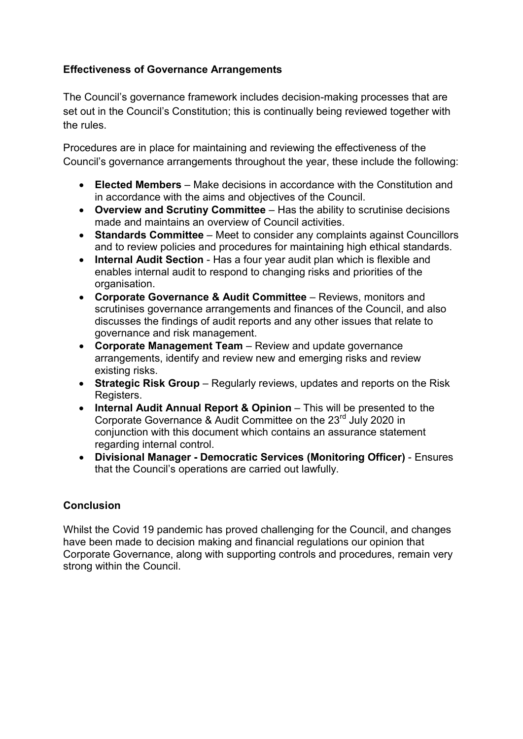**Effectiveness of Governance Arrangements**

The Council's governance framework includes decision-making processes that are set out in the Council's Constitution; this is continually being reviewed together with the rules.

Procedures are in place for maintaining and reviewing the effectiveness of the Council's governance arrangements throughout the year, these include the following:

- **Elected Members** – Make decisions in accordance with the Constitution and in accordance with the aims and objectives of the Council.
- **Overview and Scrutiny Committee** – Has the ability to scrutinise decisions made and maintains an overview of Council activities.
- **Standards Committee** – Meet to consider any complaints against Councillors and to review policies and procedures for maintaining high ethical standards.
- **Internal Audit Section** - Has a four year audit plan which is flexible and enables internal audit to respond to changing risks and priorities of the organisation.
- **Corporate Governance & Audit Committee** – Reviews, monitors and scrutinises governance arrangements and finances of the Council, and also discusses the findings of audit reports and any other issues that relate to governance and risk management.
- **Corporate Management Team** – Review and update governance arrangements, identify and review new and emerging risks and review existing risks.
- **Strategic Risk Group** – Regularly reviews, updates and reports on the Risk Registers.
- **Internal Audit Annual Report & Opinion** – This will be presented to the Corporate Governance & Audit Committee on the 23rd July 2020 in conjunction with this document which contains an assurance statement regarding internal control.
- **Divisional Manager - Democratic Services (Monitoring Officer)** - Ensures that the Council's operations are carried out lawfully.

**Conclusion**

Whilst the Covid 19 pandemic has proved challenging for the Council, and changes have been made to decision making and financial regulations our opinion that Corporate Governance, along with supporting controls and procedures, remain very strong within the Council.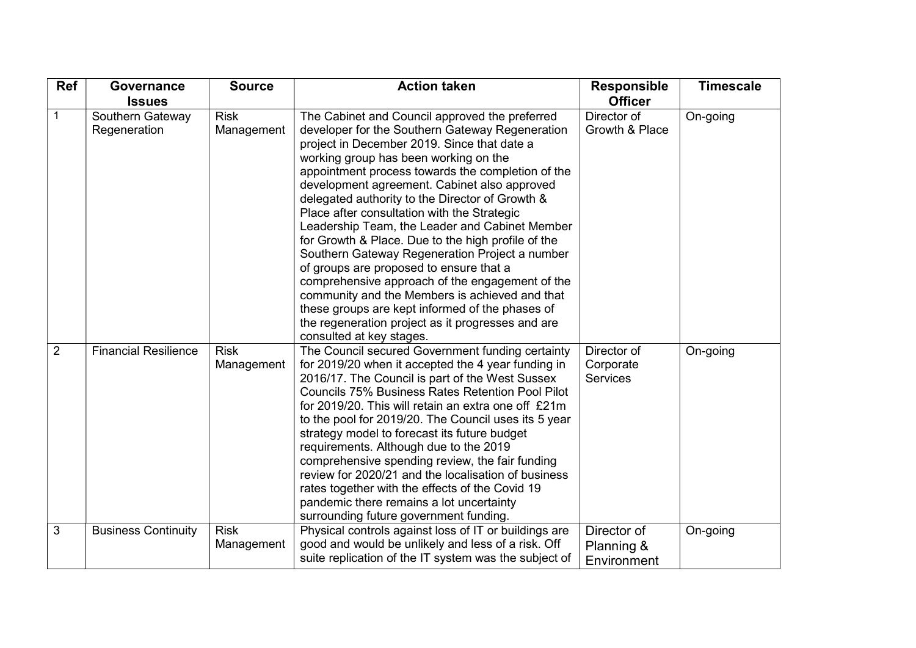| Ref | Governance Issues | Source | Action taken | Responsible Officer | Timescale |
|---|---|---|---|---|---|
| 1 | Southern Gateway Regeneration | Risk Management | The Cabinet and Council approved the preferred developer for the Southern Gateway Regeneration project in December 2019. Since that date a working group has been working on the appointment process towards the completion of the development agreement. Cabinet also approved delegated authority to the Director of Growth & Place after consultation with the Strategic Leadership Team, the Leader and Cabinet Member for Growth & Place. Due to the high profile of the Southern Gateway Regeneration Project a number of groups are proposed to ensure that a comprehensive approach of the engagement of the community and the Members is achieved and that these groups are kept informed of the phases of the regeneration project as it progresses and are consulted at key stages. | Director of Growth & Place | On-going |
| 2 | Financial Resilience | Risk Management | The Council secured Government funding certainty for 2019/20 when it accepted the 4 year funding in 2016/17. The Council is part of the West Sussex Councils 75% Business Rates Retention Pool Pilot for 2019/20. This will retain an extra one off £21m to the pool for 2019/20. The Council uses its 5 year strategy model to forecast its future budget requirements. Although due to the 2019 comprehensive spending review, the fair funding review for 2020/21 and the localisation of business rates together with the effects of the Covid 19 pandemic there remains a lot uncertainty surrounding future government funding. | Director of Corporate Services | On-going |
| 3 | Business Continuity | Risk Management | Physical controls against loss of IT or buildings are good and would be unlikely and less of a risk. Off suite replication of the IT system was the subject of | Director of Planning & Environment | On-going |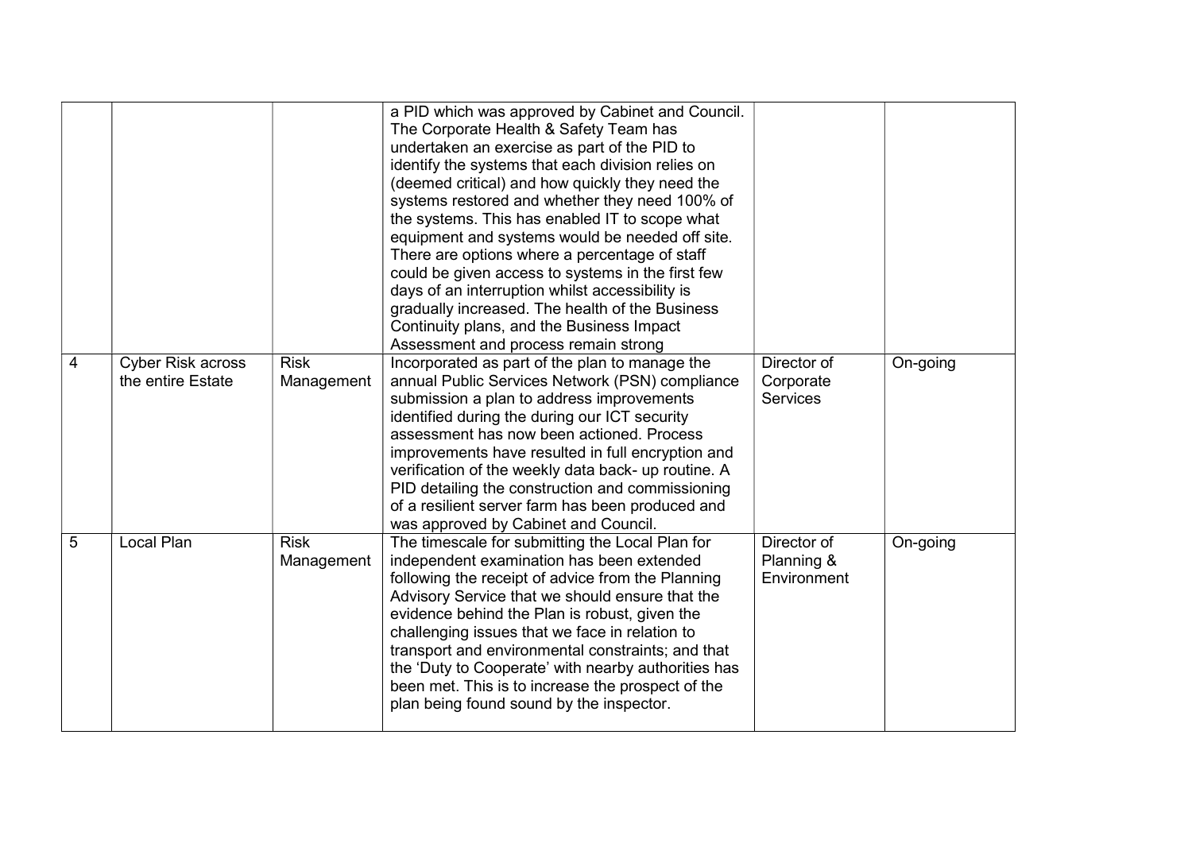| | | | | | |
|---|---|---|---|---|---|
| | | | a PID which was approved by Cabinet and Council. The Corporate Health & Safety Team has undertaken an exercise as part of the PID to identify the systems that each division relies on (deemed critical) and how quickly they need the systems restored and whether they need 100% of the systems. This has enabled IT to scope what equipment and systems would be needed off site. There are options where a percentage of staff could be given access to systems in the first few days of an interruption whilst accessibility is gradually increased. The health of the Business Continuity plans, and the Business Impact Assessment and process remain strong | | |
| 4 | Cyber Risk across the entire Estate | Risk Management | Incorporated as part of the plan to manage the annual Public Services Network (PSN) compliance submission a plan to address improvements identified during the during our ICT security assessment has now been actioned. Process improvements have resulted in full encryption and verification of the weekly data back- up routine. A PID detailing the construction and commissioning of a resilient server farm has been produced and was approved by Cabinet and Council. | Director of Corporate Services | On-going |
| 5 | Local Plan | Risk Management | The timescale for submitting the Local Plan for independent examination has been extended following the receipt of advice from the Planning Advisory Service that we should ensure that the evidence behind the Plan is robust, given the challenging issues that we face in relation to transport and environmental constraints; and that the 'Duty to Cooperate' with nearby authorities has been met. This is to increase the prospect of the plan being found sound by the inspector. | Director of Planning & Environment | On-going |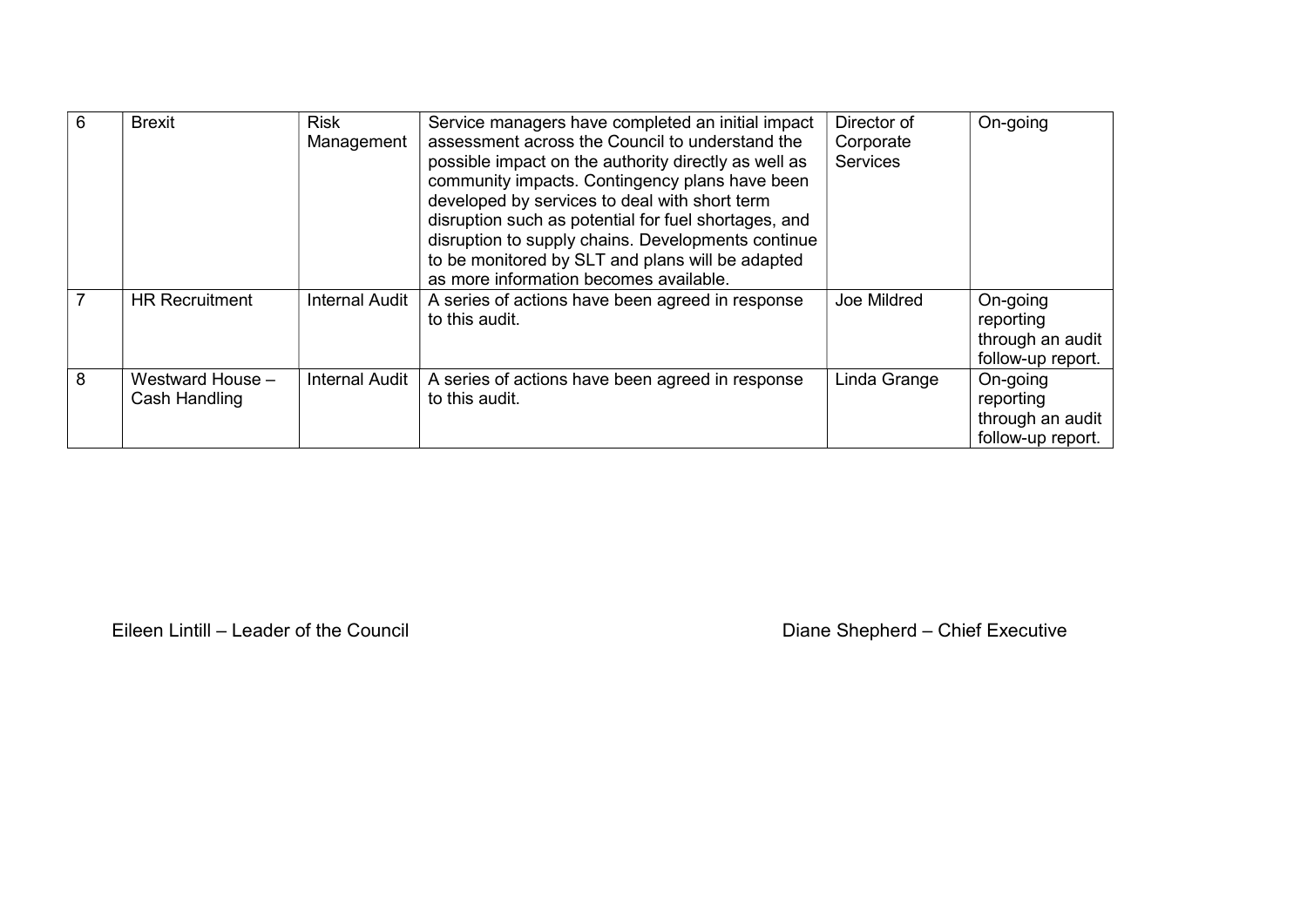| | | | | | |
|---|---|---|---|---|---|
| 6 | Brexit | Risk Management | Service managers have completed an initial impact assessment across the Council to understand the possible impact on the authority directly as well as community impacts. Contingency plans have been developed by services to deal with short term disruption such as potential for fuel shortages, and disruption to supply chains. Developments continue to be monitored by SLT and plans will be adapted as more information becomes available. | Director of Corporate Services | On-going |
| 7 | HR Recruitment | Internal Audit | A series of actions have been agreed in response to this audit. | Joe Mildred | On-going reporting through an audit follow-up report. |
| 8 | Westward House – Cash Handling | Internal Audit | A series of actions have been agreed in response to this audit. | Linda Grange | On-going reporting through an audit follow-up report. |

Eileen Lintill – Leader of the Council

Diane Shepherd – Chief Executive